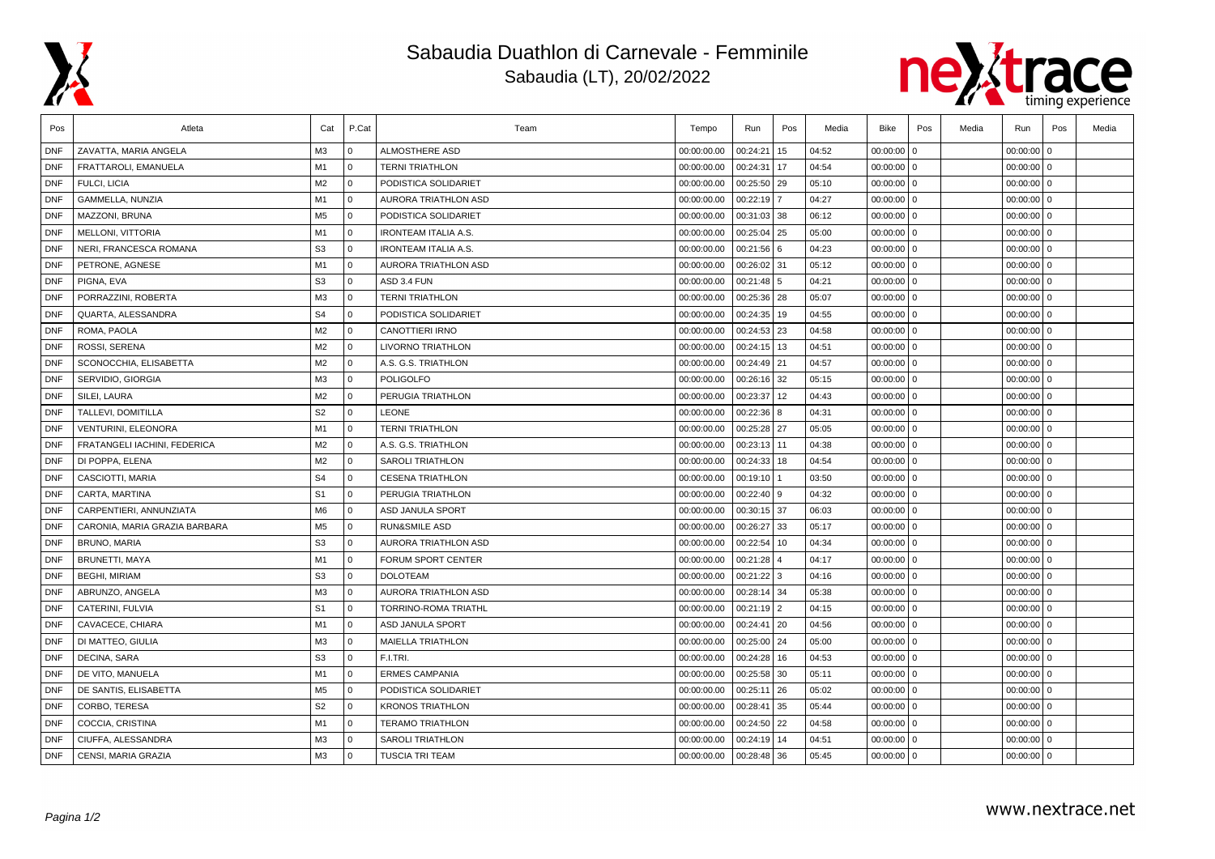# Sabaudia Duathlon di Carnevale - Femminile

Sabaudia (LT), 20/02/2022

| Pos | Atleta | Cat | P.Cat | Team | Tempo | Run | Pos | Media | Bike | Pos | Media | Run | Pos | Media |
|---|---|---|---|---|---|---|---|---|---|---|---|---|---|---|
| DNF | ZAVATTA, MARIA ANGELA | M3 | 0 | ALMOSTHERE ASD | 00:00:00.00 | 00:24:21 | 15 | 04:52 | 00:00:00 | 0 | | 00:00:00 | 0 | |
| DNF | FRATTAROLI, EMANUELA | M1 | 0 | TERNI TRIATHLON | 00:00:00.00 | 00:24:31 | 17 | 04:54 | 00:00:00 | 0 | | 00:00:00 | 0 | |
| DNF | FULCI, LICIA | M2 | 0 | PODISTICA SOLIDARIET | 00:00:00.00 | 00:25:50 | 29 | 05:10 | 00:00:00 | 0 | | 00:00:00 | 0 | |
| DNF | GAMMELLA, NUNZIA | M1 | 0 | AURORA TRIATHLON ASD | 00:00:00.00 | 00:22:19 | 7 | 04:27 | 00:00:00 | 0 | | 00:00:00 | 0 | |
| DNF | MAZZONI, BRUNA | M5 | 0 | PODISTICA SOLIDARIET | 00:00:00.00 | 00:31:03 | 38 | 06:12 | 00:00:00 | 0 | | 00:00:00 | 0 | |
| DNF | MELLONI, VITTORIA | M1 | 0 | IRONTEAM ITALIA A.S. | 00:00:00.00 | 00:25:04 | 25 | 05:00 | 00:00:00 | 0 | | 00:00:00 | 0 | |
| DNF | NERI, FRANCESCA ROMANA | S3 | 0 | IRONTEAM ITALIA A.S. | 00:00:00.00 | 00:21:56 | 6 | 04:23 | 00:00:00 | 0 | | 00:00:00 | 0 | |
| DNF | PETRONE, AGNESE | M1 | 0 | AURORA TRIATHLON ASD | 00:00:00.00 | 00:26:02 | 31 | 05:12 | 00:00:00 | 0 | | 00:00:00 | 0 | |
| DNF | PIGNA, EVA | S3 | 0 | ASD 3.4 FUN | 00:00:00.00 | 00:21:48 | 5 | 04:21 | 00:00:00 | 0 | | 00:00:00 | 0 | |
| DNF | PORRAZZINI, ROBERTA | M3 | 0 | TERNI TRIATHLON | 00:00:00.00 | 00:25:36 | 28 | 05:07 | 00:00:00 | 0 | | 00:00:00 | 0 | |
| DNF | QUARTA, ALESSANDRA | S4 | 0 | PODISTICA SOLIDARIET | 00:00:00.00 | 00:24:35 | 19 | 04:55 | 00:00:00 | 0 | | 00:00:00 | 0 | |
| DNF | ROMA, PAOLA | M2 | 0 | CANOTTIERI IRNO | 00:00:00.00 | 00:24:53 | 23 | 04:58 | 00:00:00 | 0 | | 00:00:00 | 0 | |
| DNF | ROSSI, SERENA | M2 | 0 | LIVORNO TRIATHLON | 00:00:00.00 | 00:24:15 | 13 | 04:51 | 00:00:00 | 0 | | 00:00:00 | 0 | |
| DNF | SCONOCCHIA, ELISABETTA | M2 | 0 | A.S. G.S. TRIATHLON | 00:00:00.00 | 00:24:49 | 21 | 04:57 | 00:00:00 | 0 | | 00:00:00 | 0 | |
| DNF | SERVIDIO, GIORGIA | M3 | 0 | POLIGOLFO | 00:00:00.00 | 00:26:16 | 32 | 05:15 | 00:00:00 | 0 | | 00:00:00 | 0 | |
| DNF | SILEI, LAURA | M2 | 0 | PERUGIA TRIATHLON | 00:00:00.00 | 00:23:37 | 12 | 04:43 | 00:00:00 | 0 | | 00:00:00 | 0 | |
| DNF | TALLEVI, DOMITILLA | S2 | 0 | LEONE | 00:00:00.00 | 00:22:36 | 8 | 04:31 | 00:00:00 | 0 | | 00:00:00 | 0 | |
| DNF | VENTURINI, ELEONORA | M1 | 0 | TERNI TRIATHLON | 00:00:00.00 | 00:25:28 | 27 | 05:05 | 00:00:00 | 0 | | 00:00:00 | 0 | |
| DNF | FRATANGELI IACHINI, FEDERICA | M2 | 0 | A.S. G.S. TRIATHLON | 00:00:00.00 | 00:23:13 | 11 | 04:38 | 00:00:00 | 0 | | 00:00:00 | 0 | |
| DNF | DI POPPA, ELENA | M2 | 0 | SAROLI TRIATHLON | 00:00:00.00 | 00:24:33 | 18 | 04:54 | 00:00:00 | 0 | | 00:00:00 | 0 | |
| DNF | CASCIOTTI, MARIA | S4 | 0 | CESENA TRIATHLON | 00:00:00.00 | 00:19:10 | 1 | 03:50 | 00:00:00 | 0 | | 00:00:00 | 0 | |
| DNF | CARTA, MARTINA | S1 | 0 | PERUGIA TRIATHLON | 00:00:00.00 | 00:22:40 | 9 | 04:32 | 00:00:00 | 0 | | 00:00:00 | 0 | |
| DNF | CARPENTIERI, ANNUNZIATA | M6 | 0 | ASD JANULA SPORT | 00:00:00.00 | 00:30:15 | 37 | 06:03 | 00:00:00 | 0 | | 00:00:00 | 0 | |
| DNF | CARONIA, MARIA GRAZIA BARBARA | M5 | 0 | RUN&SMILE ASD | 00:00:00.00 | 00:26:27 | 33 | 05:17 | 00:00:00 | 0 | | 00:00:00 | 0 | |
| DNF | BRUNO, MARIA | S3 | 0 | AURORA TRIATHLON ASD | 00:00:00.00 | 00:22:54 | 10 | 04:34 | 00:00:00 | 0 | | 00:00:00 | 0 | |
| DNF | BRUNETTI, MAYA | M1 | 0 | FORUM SPORT CENTER | 00:00:00.00 | 00:21:28 | 4 | 04:17 | 00:00:00 | 0 | | 00:00:00 | 0 | |
| DNF | BEGHI, MIRIAM | S3 | 0 | DOLOTEAM | 00:00:00.00 | 00:21:22 | 3 | 04:16 | 00:00:00 | 0 | | 00:00:00 | 0 | |
| DNF | ABRUNZO, ANGELA | M3 | 0 | AURORA TRIATHLON ASD | 00:00:00.00 | 00:28:14 | 34 | 05:38 | 00:00:00 | 0 | | 00:00:00 | 0 | |
| DNF | CATERINI, FULVIA | S1 | 0 | TORRINO-ROMA TRIATHL | 00:00:00.00 | 00:21:19 | 2 | 04:15 | 00:00:00 | 0 | | 00:00:00 | 0 | |
| DNF | CAVACECE, CHIARA | M1 | 0 | ASD JANULA SPORT | 00:00:00.00 | 00:24:41 | 20 | 04:56 | 00:00:00 | 0 | | 00:00:00 | 0 | |
| DNF | DI MATTEO, GIULIA | M3 | 0 | MAIELLA TRIATHLON | 00:00:00.00 | 00:25:00 | 24 | 05:00 | 00:00:00 | 0 | | 00:00:00 | 0 | |
| DNF | DECINA, SARA | S3 | 0 | F.I.TRI. | 00:00:00.00 | 00:24:28 | 16 | 04:53 | 00:00:00 | 0 | | 00:00:00 | 0 | |
| DNF | DE VITO, MANUELA | M1 | 0 | ERMES CAMPANIA | 00:00:00.00 | 00:25:58 | 30 | 05:11 | 00:00:00 | 0 | | 00:00:00 | 0 | |
| DNF | DE SANTIS, ELISABETTA | M5 | 0 | PODISTICA SOLIDARIET | 00:00:00.00 | 00:25:11 | 26 | 05:02 | 00:00:00 | 0 | | 00:00:00 | 0 | |
| DNF | CORBO, TERESA | S2 | 0 | KRONOS TRIATHLON | 00:00:00.00 | 00:28:41 | 35 | 05:44 | 00:00:00 | 0 | | 00:00:00 | 0 | |
| DNF | COCCIA, CRISTINA | M1 | 0 | TERAMO TRIATHLON | 00:00:00.00 | 00:24:50 | 22 | 04:58 | 00:00:00 | 0 | | 00:00:00 | 0 | |
| DNF | CIUFFA, ALESSANDRA | M3 | 0 | SAROLI TRIATHLON | 00:00:00.00 | 00:24:19 | 14 | 04:51 | 00:00:00 | 0 | | 00:00:00 | 0 | |
| DNF | CENSI, MARIA GRAZIA | M3 | 0 | TUSCIA TRI TEAM | 00:00:00.00 | 00:28:48 | 36 | 05:45 | 00:00:00 | 0 | | 00:00:00 | 0 | |

www.nextrace.net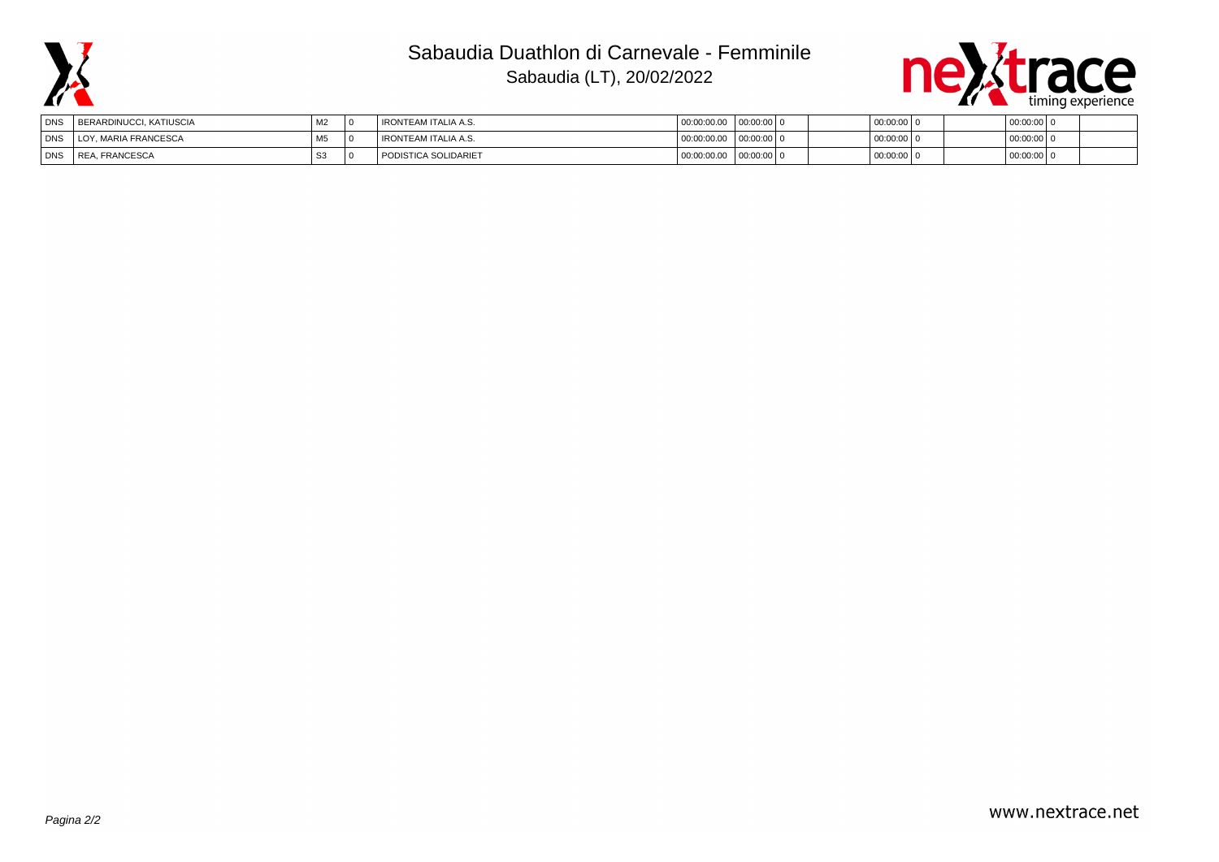# Sabaudia Duathlon di Carnevale - Femminile

Sabaudia (LT), 20/02/2022

| | | | | | | | | | | | | | |
|---|---|---|---|---|---|---|---|---|---|---|---|---|---|
| DNS | BERARDINUCCI, KATIUSCIA | M2 | 0 | IRONTEAM ITALIA A.S. | 00:00:00.00 | 00:00:00 | 0 | | 00:00:00 | 0 | | 00:00:00 | 0 |
| DNS | LOY, MARIA FRANCESCA | M5 | 0 | IRONTEAM ITALIA A.S. | 00:00:00.00 | 00:00:00 | 0 | | 00:00:00 | 0 | | 00:00:00 | 0 |
| DNS | REA, FRANCESCA | S3 | 0 | PODISTICA SOLIDARIET | 00:00:00.00 | 00:00:00 | 0 | | 00:00:00 | 0 | | 00:00:00 | 0 |

www.nextrace.net